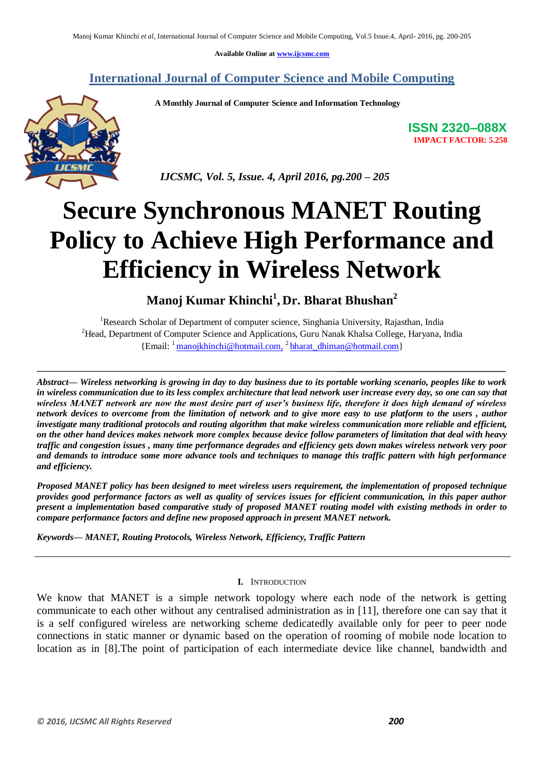Available Online at www.ijcsmc.com

## International Journal of Computer Science and Mobile Computing

**A Monthly Journal of Computer Science and Information Technology**

**ISSN 2320–088X**
**IMPACT FACTOR: 5.258**

*IJCSMC, Vol. 5, Issue. 4, April 2016, pg.200 – 205*

# Secure Synchronous MANET Routing Policy to Achieve High Performance and Efficiency in Wireless Network

**Manoj Kumar Khinchi[1], Dr. Bharat Bhushan[2]**

[1]Research Scholar of Department of computer science, Singhania University, Rajasthan, India
[2]Head, Department of Computer Science and Applications, Guru Nanak Khalsa College, Haryana, India
{Email: [1] manojkhinchi@hotmail.com, [2] bharat_dhiman@hotmail.com}

---

***Abstract*— *Wireless networking is growing in day to day business due to its portable working scenario, peoples like to work in wireless communication due to its less complex architecture that lead network user increase every day, so one can say that wireless MANET network are now the most desire part of user's business life, therefore it does high demand of wireless network devices to overcome from the limitation of network and to give more easy to use platform to the users , author investigate many traditional protocols and routing algorithm that make wireless communication more reliable and efficient, on the other hand devices makes network more complex because device follow parameters of limitation that deal with heavy traffic and congestion issues , many time performance degrades and efficiency gets down makes wireless network very poor and demands to introduce some more advance tools and techniques to manage this traffic pattern with high performance and efficiency.***

***Proposed MANET policy has been designed to meet wireless users requirement, the implementation of proposed technique provides good performance factors as well as quality of services issues for efficient communication, in this paper author present a implementation based comparative study of proposed MANET routing model with existing methods in order to compare performance factors and define new proposed approach in present MANET network.***

***Keywords*— *MANET, Routing Protocols, Wireless Network, Efficiency, Traffic Pattern***

---

## I. Introduction

We know that MANET is a simple network topology where each node of the network is getting communicate to each other without any centralised administration as in [11], therefore one can say that it is a self configured wireless are networking scheme dedicatedly available only for peer to peer node connections in static manner or dynamic based on the operation of rooming of mobile node location to location as in [8].The point of participation of each intermediate device like channel, bandwidth and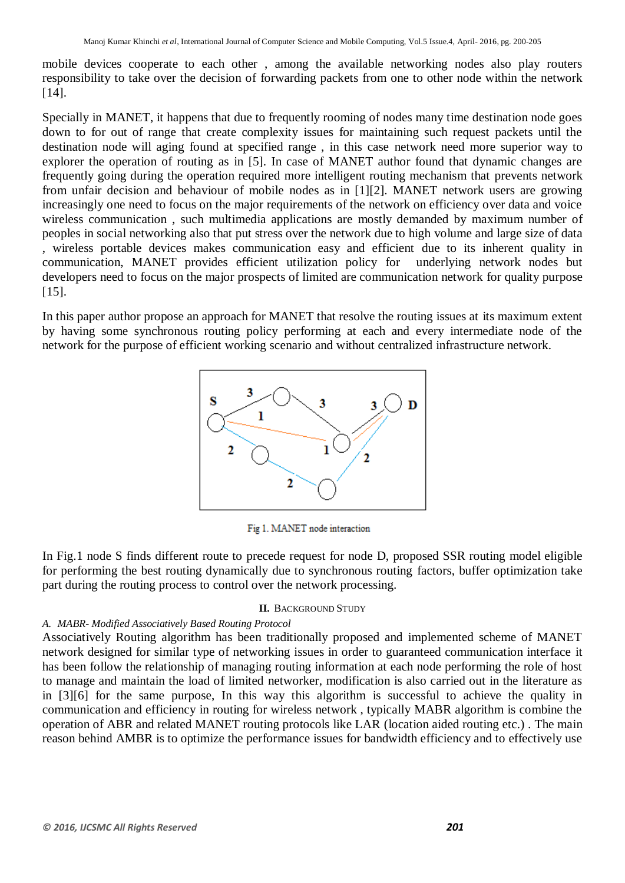mobile devices cooperate to each other , among the available networking nodes also play routers responsibility to take over the decision of forwarding packets from one to other node within the network [14].

Specially in MANET, it happens that due to frequently rooming of nodes many time destination node goes down to for out of range that create complexity issues for maintaining such request packets until the destination node will aging found at specified range , in this case network need more superior way to explorer the operation of routing as in [5]. In case of MANET author found that dynamic changes are frequently going during the operation required more intelligent routing mechanism that prevents network from unfair decision and behaviour of mobile nodes as in [1][2]. MANET network users are growing increasingly one need to focus on the major requirements of the network on efficiency over data and voice wireless communication , such multimedia applications are mostly demanded by maximum number of peoples in social networking also that put stress over the network due to high volume and large size of data , wireless portable devices makes communication easy and efficient due to its inherent quality in communication, MANET provides efficient utilization policy for underlying network nodes but developers need to focus on the major prospects of limited are communication network for quality purpose [15].

In this paper author propose an approach for MANET that resolve the routing issues at its maximum extent by having some synchronous routing policy performing at each and every intermediate node of the network for the purpose of efficient working scenario and without centralized infrastructure network.

Fig 1. MANET node interaction

In Fig.1 node S finds different route to precede request for node D, proposed SSR routing model eligible for performing the best routing dynamically due to synchronous routing factors, buffer optimization take part during the routing process to control over the network processing.

## II. Background Study

### *A. MABR- Modified Associatively Based Routing Protocol*

Associatively Routing algorithm has been traditionally proposed and implemented scheme of MANET network designed for similar type of networking issues in order to guaranteed communication interface it has been follow the relationship of managing routing information at each node performing the role of host to manage and maintain the load of limited networker, modification is also carried out in the literature as in [3][6] for the same purpose, In this way this algorithm is successful to achieve the quality in communication and efficiency in routing for wireless network , typically MABR algorithm is combine the operation of ABR and related MANET routing protocols like LAR (location aided routing etc.) . The main reason behind AMBR is to optimize the performance issues for bandwidth efficiency and to effectively use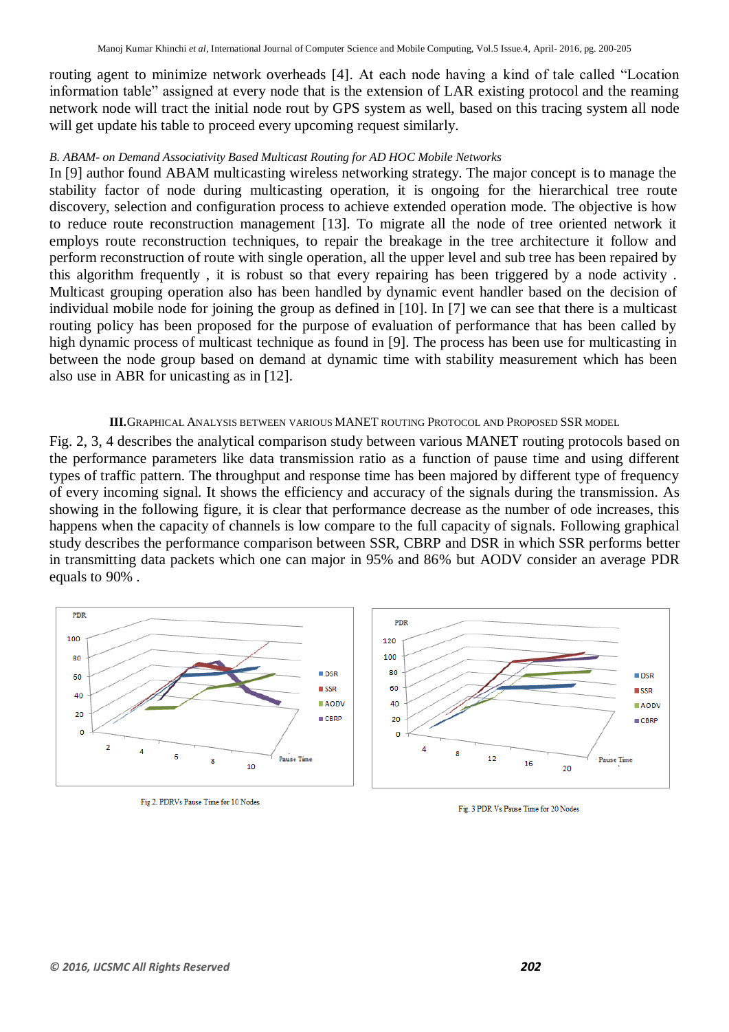routing agent to minimize network overheads [4]. At each node having a kind of tale called "Location information table" assigned at every node that is the extension of LAR existing protocol and the reaming network node will tract the initial node rout by GPS system as well, based on this tracing system all node will get update his table to proceed every upcoming request similarly.

*B. ABAM- on Demand Associativity Based Multicast Routing for AD HOC Mobile Networks*

In [9] author found ABAM multicasting wireless networking strategy. The major concept is to manage the stability factor of node during multicasting operation, it is ongoing for the hierarchical tree route discovery, selection and configuration process to achieve extended operation mode. The objective is how to reduce route reconstruction management [13]. To migrate all the node of tree oriented network it employs route reconstruction techniques, to repair the breakage in the tree architecture it follow and perform reconstruction of route with single operation, all the upper level and sub tree has been repaired by this algorithm frequently , it is robust so that every repairing has been triggered by a node activity . Multicast grouping operation also has been handled by dynamic event handler based on the decision of individual mobile node for joining the group as defined in [10]. In [7] we can see that there is a multicast routing policy has been proposed for the purpose of evaluation of performance that has been called by high dynamic process of multicast technique as found in [9]. The process has been use for multicasting in between the node group based on demand at dynamic time with stability measurement which has been also use in ABR for unicasting as in [12].

## III. GRAPHICAL ANALYSIS BETWEEN VARIOUS MANET ROUTING PROTOCOL AND PROPOSED SSR MODEL

Fig. 2, 3, 4 describes the analytical comparison study between various MANET routing protocols based on the performance parameters like data transmission ratio as a function of pause time and using different types of traffic pattern. The throughput and response time has been majored by different type of frequency of every incoming signal. It shows the efficiency and accuracy of the signals during the transmission. As showing in the following figure, it is clear that performance decrease as the number of ode increases, this happens when the capacity of channels is low compare to the full capacity of signals. Following graphical study describes the performance comparison between SSR, CBRP and DSR in which SSR performs better in transmitting data packets which one can major in 95% and 86% but AODV consider an average PDR equals to 90% .

Fig 2. PDRVs Pause Time for 10 Nodes

Fig. 3 PDR Vs Pause Time for 20 Nodes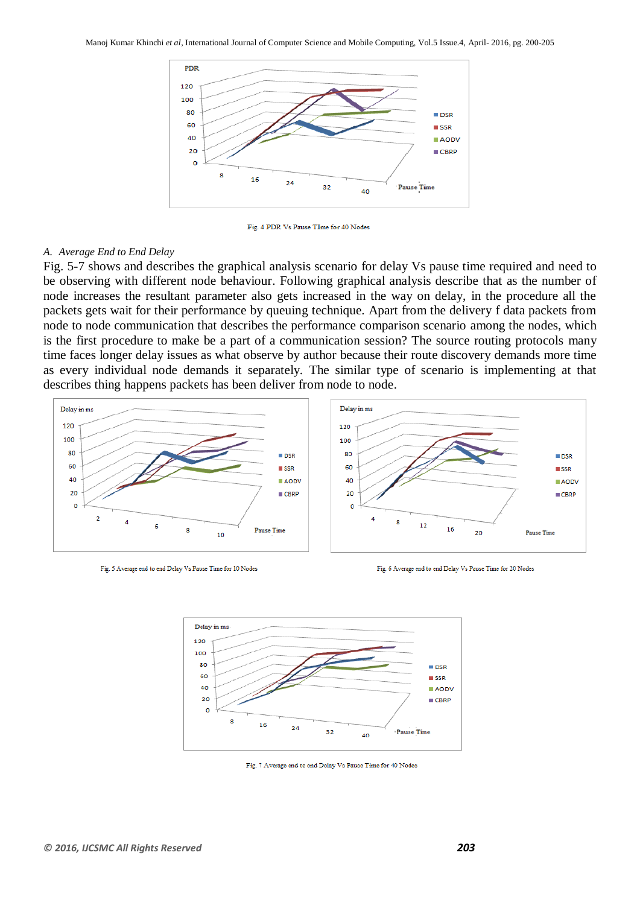Fig. 4 PDR Vs Pause TIme for 40 Nodes

### A. *Average End to End Delay*

Fig. 5-7 shows and describes the graphical analysis scenario for delay Vs pause time required and need to be observing with different node behaviour. Following graphical analysis describe that as the number of node increases the resultant parameter also gets increased in the way on delay, in the procedure all the packets gets wait for their performance by queuing technique. Apart from the delivery f data packets from node to node communication that describes the performance comparison scenario among the nodes, which is the first procedure to make be a part of a communication session? The source routing protocols many time faces longer delay issues as what observe by author because their route discovery demands more time as every individual node demands it separately. The similar type of scenario is implementing at that describes thing happens packets has been deliver from node to node.

Fig. 5 Average end to end Delay Vs Pause Time for 10 Nodes

Fig. 6 Average end to end Delay Vs Pause Time for 20 Nodes

Fig. 7 Average end to end Delay Vs Pause Time for 40 Nodes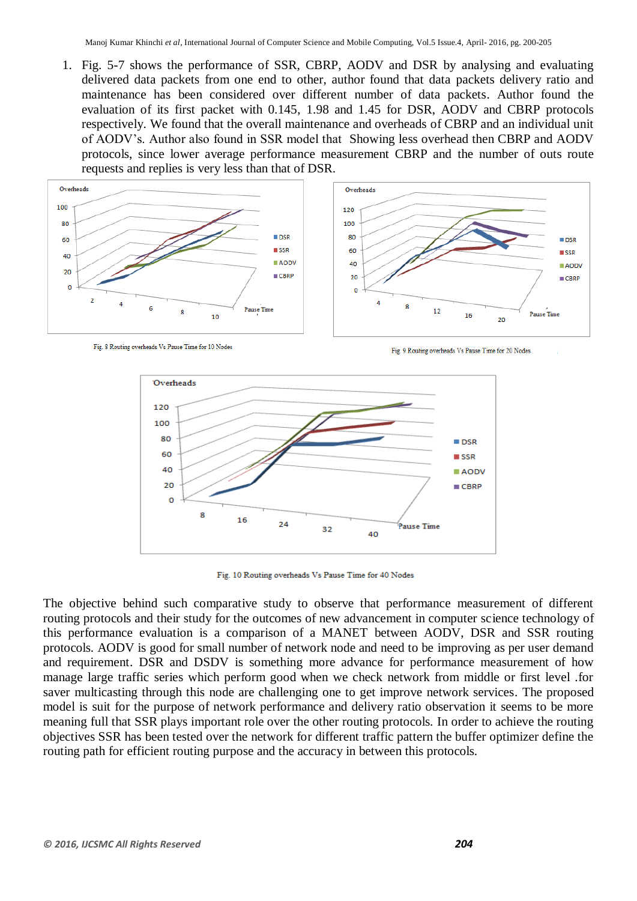1. Fig. 5-7 shows the performance of SSR, CBRP, AODV and DSR by analysing and evaluating delivered data packets from one end to other, author found that data packets delivery ratio and maintenance has been considered over different number of data packets. Author found the evaluation of its first packet with 0.145, 1.98 and 1.45 for DSR, AODV and CBRP protocols respectively. We found that the overall maintenance and overheads of CBRP and an individual unit of AODV's. Author also found in SSR model that Showing less overhead then CBRP and AODV protocols, since lower average performance measurement CBRP and the number of outs route requests and replies is very less than that of DSR.

Fig. 8 Routing overheads Vs Pause Time for 10 Nodes

Fig. 9 Routing overheads Vs Pause Time for 20 Nodes

Fig. 10 Routing overheads Vs Pause Time for 40 Nodes

The objective behind such comparative study to observe that performance measurement of different routing protocols and their study for the outcomes of new advancement in computer science technology of this performance evaluation is a comparison of a MANET between AODV, DSR and SSR routing protocols. AODV is good for small number of network node and need to be improving as per user demand and requirement. DSR and DSDV is something more advance for performance measurement of how manage large traffic series which perform good when we check network from middle or first level .for saver multicasting through this node are challenging one to get improve network services. The proposed model is suit for the purpose of network performance and delivery ratio observation it seems to be more meaning full that SSR plays important role over the other routing protocols. In order to achieve the routing objectives SSR has been tested over the network for different traffic pattern the buffer optimizer define the routing path for efficient routing purpose and the accuracy in between this protocols.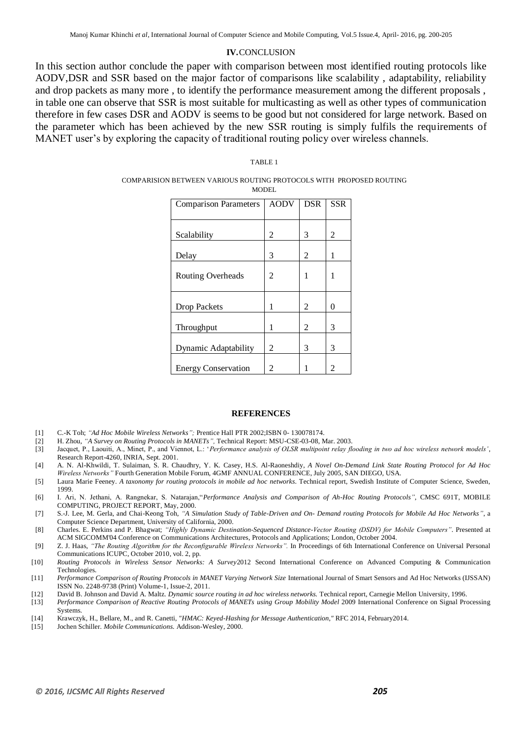## IV. CONCLUSION

In this section author conclude the paper with comparison between most identified routing protocols like AODV,DSR and SSR based on the major factor of comparisons like scalability , adaptability, reliability and drop packets as many more , to identify the performance measurement among the different proposals , in table one can observe that SSR is most suitable for multicasting as well as other types of communication therefore in few cases DSR and AODV is seems to be good but not considered for large network. Based on the parameter which has been achieved by the new SSR routing is simply fulfils the requirements of MANET user's by exploring the capacity of traditional routing policy over wireless channels.

TABLE 1

COMPARISION BETWEEN VARIOUS ROUTING PROTOCOLS WITH PROPOSED ROUTING MODEL

| Comparison Parameters | AODV | DSR | SSR |
|---|---|---|---|
| Scalability | 2 | 3 | 2 |
| Delay | 3 | 2 | 1 |
| Routing Overheads | 2 | 1 | 1 |
| Drop Packets | 1 | 2 | 0 |
| Throughput | 1 | 2 | 3 |
| Dynamic Adaptability | 2 | 3 | 3 |
| Energy Conservation | 2 | 1 | 2 |

## REFERENCES

[1] C.-K Toh; *"Ad Hoc Mobile Wireless Networks";* Prentice Hall PTR 2002;ISBN 0- 130078174.

[2] H. Zhou, *"A Survey on Routing Protocols in MANETs",* Technical Report: MSU-CSE-03-08, Mar. 2003.

[3] Jacquet, P., Laouiti, A., Minet, P., and Viennot, L.: '*Performance analysis of OLSR multipoint relay flooding in two ad hoc wireless network models'*, Research Report-4260, INRIA, Sept. 2001.

[4] A. N. Al-Khwildi, T. Sulaiman, S. R. Chaudhry, Y. K. Casey, H.S. Al-Raoneshdiy, *A Novel On-Demand Link State Routing Protocol for Ad Hoc Wireless Networks"* Fourth Generation Mobile Forum, 4GMF ANNUAL CONFERENCE, July 2005, SAN DIEGO, USA.

[5] Laura Marie Feeney. *A taxonomy for routing protocols in mobile ad hoc networks*. Technical report, Swedish Institute of Computer Science, Sweden, 1999.

[6] I. Ari, N. Jethani, A. Rangnekar, S. Natarajan,"*Performance Analysis and Comparison of Ah-Hoc Routing Protocols"*, CMSC 691T, MOBILE COMPUTING, PROJECT REPORT, May, 2000.

[7] S.-J. Lee, M. Gerla, and Chai-Keong Toh, *"A Simulation Study of Table-Driven and On- Demand routing Protocols for Mobile Ad Hoc Networks"*, a Computer Science Department, University of California, 2000.

[8] Charles. E. Perkins and P. Bhagwat; *"Highly Dynamic Destination-Sequenced Distance-Vector Routing (DSDV) for Mobile Computers"*. Presented at ACM SIGCOMM'04 Conference on Communications Architectures, Protocols and Applications; London, October 2004.

[9] Z. J. Haas, *"The Routing Algorithm for the Reconfigurable Wireless Networks".* In Proceedings of 6th International Conference on Universal Personal Communications ICUPC, October 2010, vol. 2, pp.

[10] *Routing Protocols in Wireless Sensor Networks: A Survey*2012 Second International Conference on Advanced Computing & Communication Technologies.

[11] *Performance Comparison of Routing Protocols in MANET Varying Network Size* International Journal of Smart Sensors and Ad Hoc Networks (IJSSAN) ISSN No. 2248-9738 (Print) Volume-1, Issue-2, 2011.

[12] David B. Johnson and David A. Maltz. *Dynamic source routing in ad hoc wireless networks.* Technical report, Carnegie Mellon University, 1996.

[13] *Performance Comparison of Reactive Routing Protocols of MANETs using Group Mobility Model* 2009 International Conference on Signal Processing Systems.

[14] Krawczyk, H., Bellare, M., and R. Canetti, *"HMAC: Keyed-Hashing for Message Authentication,"* RFC 2014, February2014.

[15] Jochen Schiller. *Mobile Communications.* Addison-Wesley, 2000.